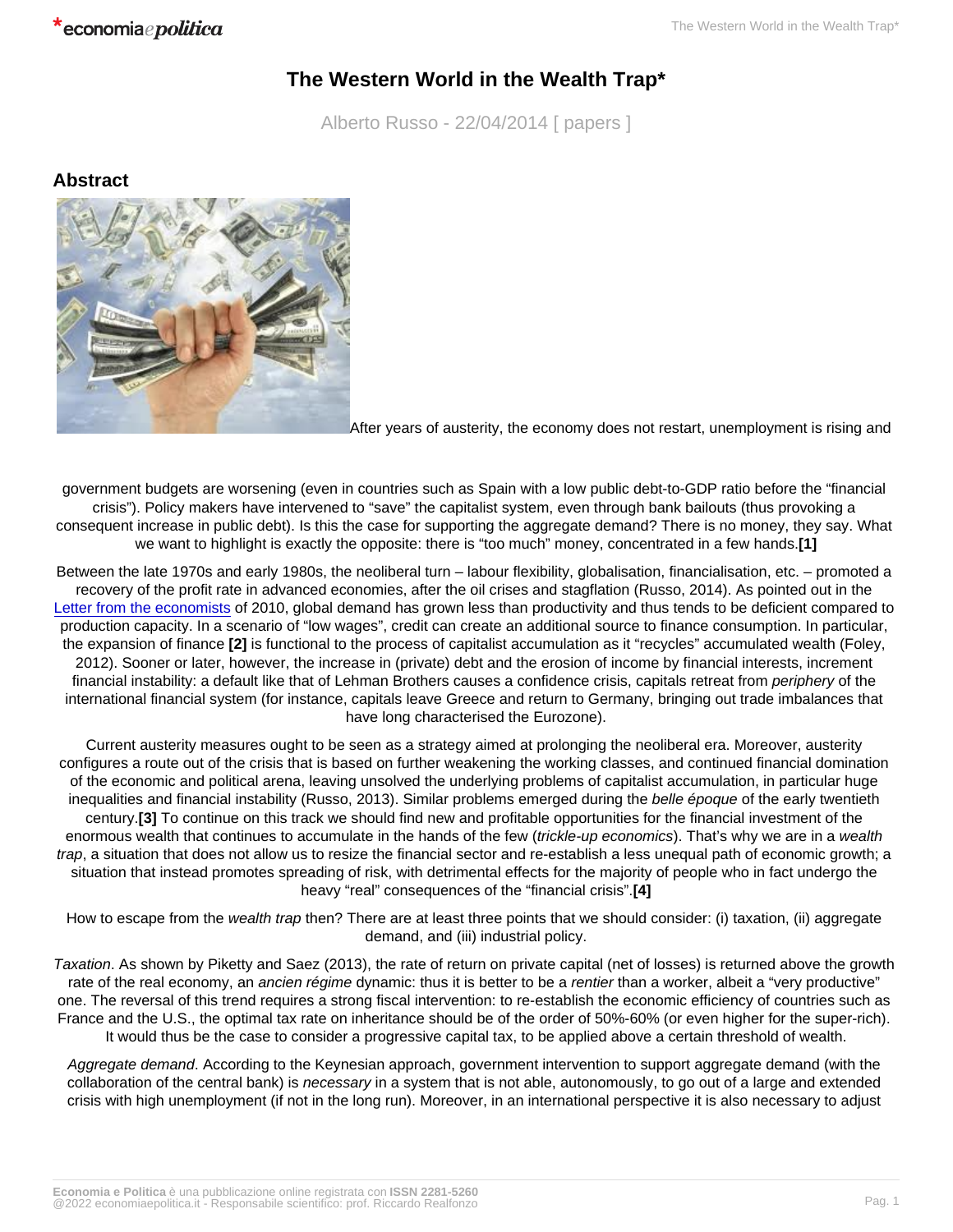# The Western World in the Wealth Trap*

Alberto Russo - 22/04/2014 [ papers ]

## Abstract

After years of austerity, the economy does not restart, unemployment is rising and government budgets are worsening (even in countries such as Spain with a low public debt-to-GDP ratio before the "financial crisis"). Policy makers have intervened to "save" the capitalist system, even through bank bailouts (thus provoking a consequent increase in public debt). Is this the case for supporting the aggregate demand? There is no money, they say. What we want to highlight is exactly the opposite: there is "too much" money, concentrated in a few hands.**[1]**

Between the late 1970s and early 1980s, the neoliberal turn – labour flexibility, globalisation, financialisation, etc. – promoted a recovery of the profit rate in advanced economies, after the oil crises and stagflation (Russo, 2014). As pointed out in the Letter from the economists of 2010, global demand has grown less than productivity and thus tends to be deficient compared to production capacity. In a scenario of "low wages", credit can create an additional source to finance consumption. In particular, the expansion of finance **[2]** is functional to the process of capitalist accumulation as it "recycles" accumulated wealth (Foley, 2012). Sooner or later, however, the increase in (private) debt and the erosion of income by financial interests, increment financial instability: a default like that of Lehman Brothers causes a confidence crisis, capitals retreat from *periphery* of the international financial system (for instance, capitals leave Greece and return to Germany, bringing out trade imbalances that have long characterised the Eurozone).

Current austerity measures ought to be seen as a strategy aimed at prolonging the neoliberal era. Moreover, austerity configures a route out of the crisis that is based on further weakening the working classes, and continued financial domination of the economic and political arena, leaving unsolved the underlying problems of capitalist accumulation, in particular huge inequalities and financial instability (Russo, 2013). Similar problems emerged during the *belle époque* of the early twentieth century.**[3]** To continue on this track we should find new and profitable opportunities for the financial investment of the enormous wealth that continues to accumulate in the hands of the few (*trickle-up economics*). That's why we are in a *wealth trap*, a situation that does not allow us to resize the financial sector and re-establish a less unequal path of economic growth; a situation that instead promotes spreading of risk, with detrimental effects for the majority of people who in fact undergo the heavy "real" consequences of the "financial crisis".**[4]**

How to escape from the *wealth trap* then? There are at least three points that we should consider: (i) taxation, (ii) aggregate demand, and (iii) industrial policy.

*Taxation*. As shown by Piketty and Saez (2013), the rate of return on private capital (net of losses) is returned above the growth rate of the real economy, an *ancien régime* dynamic: thus it is better to be a *rentier* than a worker, albeit a "very productive" one. The reversal of this trend requires a strong fiscal intervention: to re-establish the economic efficiency of countries such as France and the U.S., the optimal tax rate on inheritance should be of the order of 50%-60% (or even higher for the super-rich). It would thus be the case to consider a progressive capital tax, to be applied above a certain threshold of wealth.

*Aggregate demand*. According to the Keynesian approach, government intervention to support aggregate demand (with the collaboration of the central bank) is *necessary* in a system that is not able, autonomously, to go out of a large and extended crisis with high unemployment (if not in the long run). Moreover, in an international perspective it is also necessary to adjust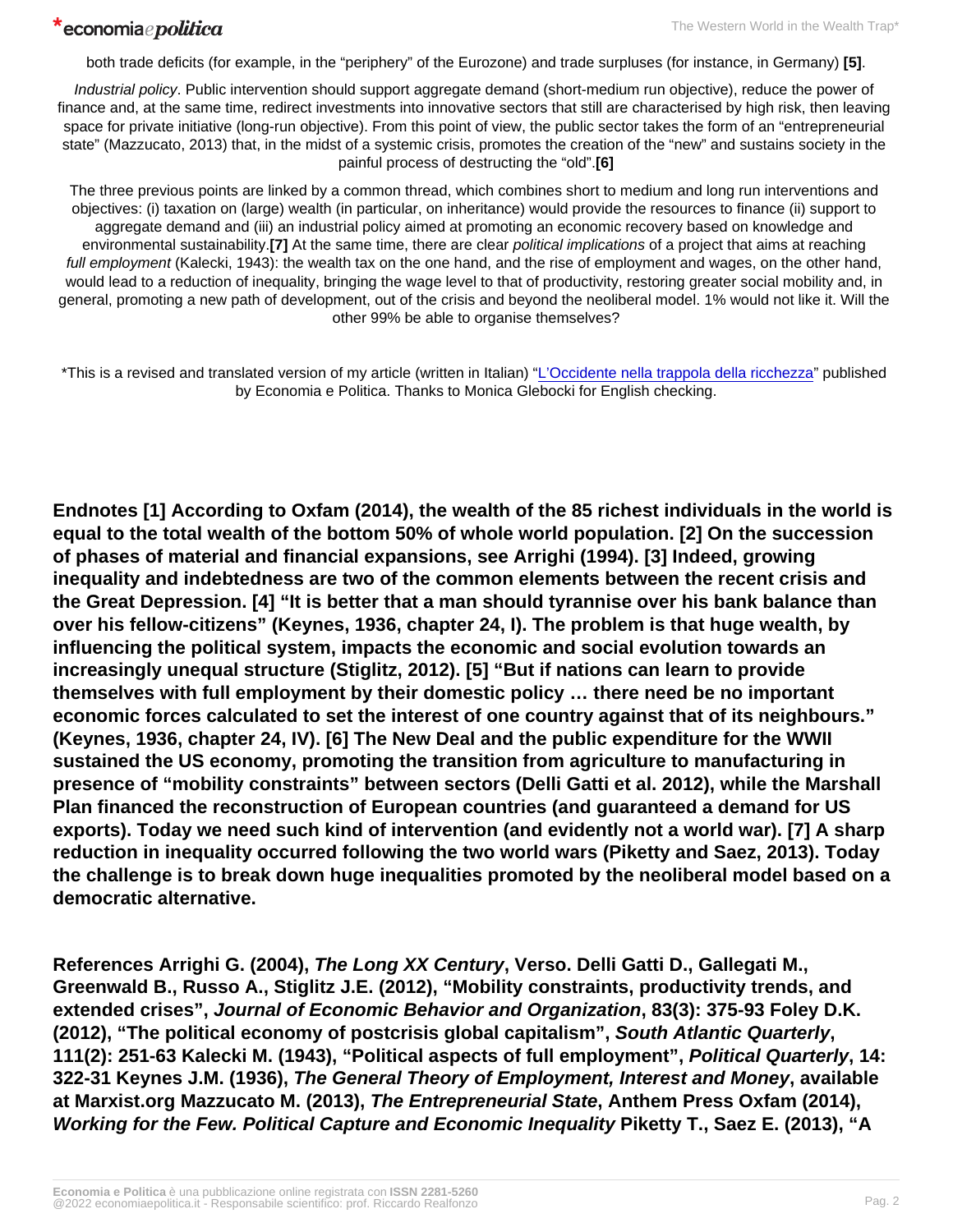both trade deficits (for example, in the "periphery" of the Eurozone) and trade surpluses (for instance, in Germany) **[5]**.

*Industrial policy*. Public intervention should support aggregate demand (short-medium run objective), reduce the power of finance and, at the same time, redirect investments into innovative sectors that still are characterised by high risk, then leaving space for private initiative (long-run objective). From this point of view, the public sector takes the form of an "entrepreneurial state" (Mazzucato, 2013) that, in the midst of a systemic crisis, promotes the creation of the "new" and sustains society in the painful process of destructing the "old".**[6]**

The three previous points are linked by a common thread, which combines short to medium and long run interventions and objectives: (i) taxation on (large) wealth (in particular, on inheritance) would provide the resources to finance (ii) support to aggregate demand and (iii) an industrial policy aimed at promoting an economic recovery based on knowledge and environmental sustainability.**[7]** At the same time, there are clear *political implications* of a project that aims at reaching *full employment* (Kalecki, 1943): the wealth tax on the one hand, and the rise of employment and wages, on the other hand, would lead to a reduction of inequality, bringing the wage level to that of productivity, restoring greater social mobility and, in general, promoting a new path of development, out of the crisis and beyond the neoliberal model. 1% would not like it. Will the other 99% be able to organise themselves?

*This is a revised and translated version of my article (written in Italian) "L'Occidente nella trappola della ricchezza" published by Economia e Politica. Thanks to Monica Glebocki for English checking.

**Endnotes [1] According to Oxfam (2014), the wealth of the 85 richest individuals in the world is equal to the total wealth of the bottom 50% of whole world population. [2] On the succession of phases of material and financial expansions, see Arrighi (1994). [3] Indeed, growing inequality and indebtedness are two of the common elements between the recent crisis and the Great Depression. [4] "It is better that a man should tyrannise over his bank balance than over his fellow-citizens" (Keynes, 1936, chapter 24, I). The problem is that huge wealth, by influencing the political system, impacts the economic and social evolution towards an increasingly unequal structure (Stiglitz, 2012). [5] "But if nations can learn to provide themselves with full employment by their domestic policy … there need be no important economic forces calculated to set the interest of one country against that of its neighbours." (Keynes, 1936, chapter 24, IV). [6] The New Deal and the public expenditure for the WWII sustained the US economy, promoting the transition from agriculture to manufacturing in presence of "mobility constraints" between sectors (Delli Gatti et al. 2012), while the Marshall Plan financed the reconstruction of European countries (and guaranteed a demand for US exports). Today we need such kind of intervention (and evidently not a world war). [7] A sharp reduction in inequality occurred following the two world wars (Piketty and Saez, 2013). Today the challenge is to break down huge inequalities promoted by the neoliberal model based on a democratic alternative.**

**References Arrighi G. (2004), *The Long XX Century*, Verso. Delli Gatti D., Gallegati M., Greenwald B., Russo A., Stiglitz J.E. (2012), "Mobility constraints, productivity trends, and extended crises", *Journal of Economic Behavior and Organization*, 83(3): 375-93 Foley D.K. (2012), "The political economy of postcrisis global capitalism", *South Atlantic Quarterly*, 111(2): 251-63 Kalecki M. (1943), "Political aspects of full employment", *Political Quarterly*, 14: 322-31 Keynes J.M. (1936), *The General Theory of Employment, Interest and Money*, available at Marxist.org Mazzucato M. (2013), *The Entrepreneurial State*, Anthem Press Oxfam (2014), *Working for the Few. Political Capture and Economic Inequality* Piketty T., Saez E. (2013), "A**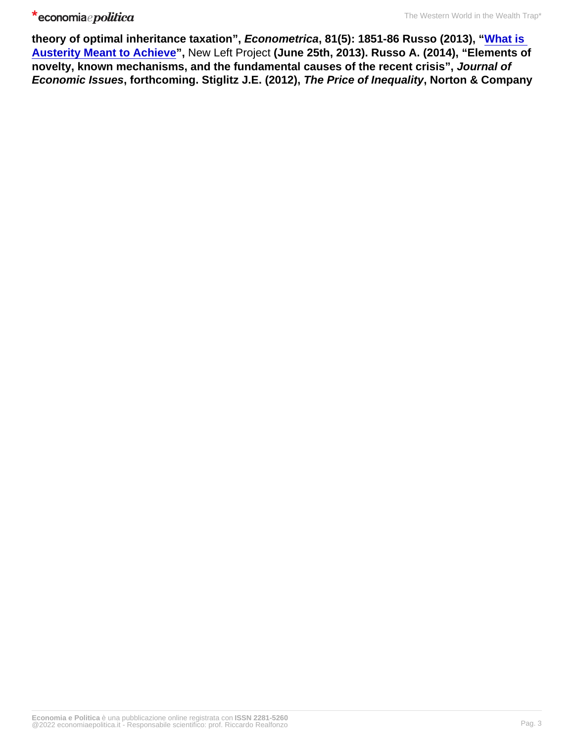**theory of optimal inheritance taxation", *Econometrica*, 81(5): 1851-86 Russo (2013), "[What is Austerity Meant to Achieve](#)",** New Left Project **(June 25th, 2013). Russo A. (2014), "Elements of novelty, known mechanisms, and the fundamental causes of the recent crisis", *Journal of Economic Issues*, forthcoming. Stiglitz J.E. (2012), *The Price of Inequality*, Norton & Company**